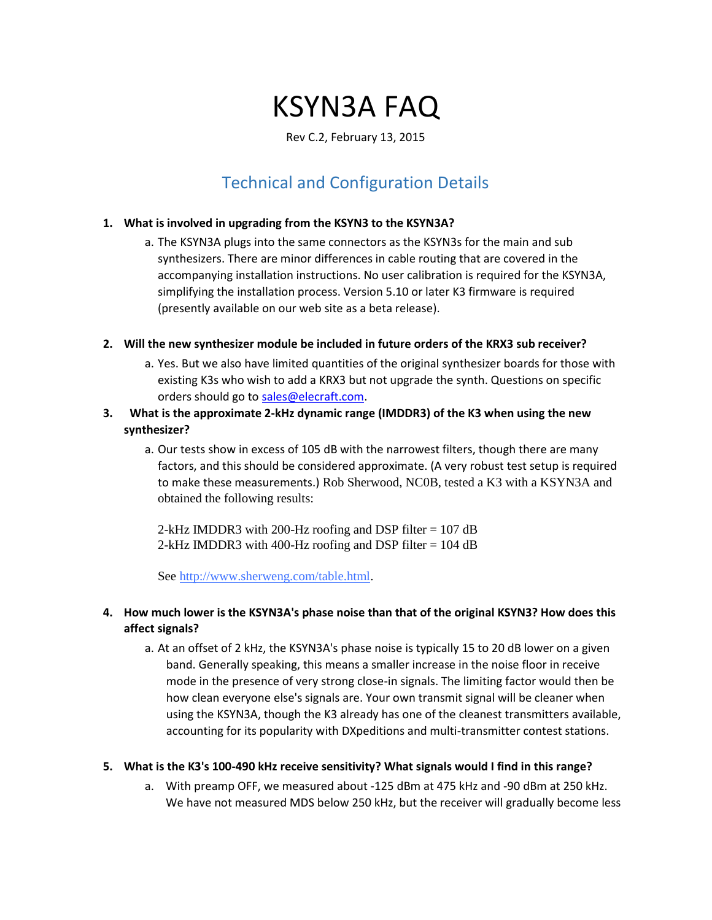# KSYN3A FAQ

Rev C.2, February 13, 2015

## Technical and Configuration Details

1. **What is involved in upgrading from the KSYN3 to the KSYN3A?**
   a. The KSYN3A plugs into the same connectors as the KSYN3s for the main and sub synthesizers. There are minor differences in cable routing that are covered in the accompanying installation instructions. No user calibration is required for the KSYN3A, simplifying the installation process. Version 5.10 or later K3 firmware is required (presently available on our web site as a beta release).

2. **Will the new synthesizer module be included in future orders of the KRX3 sub receiver?**
   a. Yes. But we also have limited quantities of the original synthesizer boards for those with existing K3s who wish to add a KRX3 but not upgrade the synth. Questions on specific orders should go to sales@elecraft.com.

3. **What is the approximate 2-kHz dynamic range (IMDDR3) of the K3 when using the new synthesizer?**
   a. Our tests show in excess of 105 dB with the narrowest filters, though there are many factors, and this should be considered approximate. (A very robust test setup is required to make these measurements.) Rob Sherwood, NC0B, tested a K3 with a KSYN3A and obtained the following results:

      2-kHz IMDDR3 with 200-Hz roofing and DSP filter = 107 dB
      2-kHz IMDDR3 with 400-Hz roofing and DSP filter = 104 dB

      See http://www.sherweng.com/table.html.

4. **How much lower is the KSYN3A's phase noise than that of the original KSYN3? How does this affect signals?**
   a. At an offset of 2 kHz, the KSYN3A's phase noise is typically 15 to 20 dB lower on a given band. Generally speaking, this means a smaller increase in the noise floor in receive mode in the presence of very strong close-in signals. The limiting factor would then be how clean everyone else's signals are. Your own transmit signal will be cleaner when using the KSYN3A, though the K3 already has one of the cleanest transmitters available, accounting for its popularity with DXpeditions and multi-transmitter contest stations.

5. **What is the K3's 100-490 kHz receive sensitivity? What signals would I find in this range?**
   a. With preamp OFF, we measured about -125 dBm at 475 kHz and -90 dBm at 250 kHz. We have not measured MDS below 250 kHz, but the receiver will gradually become less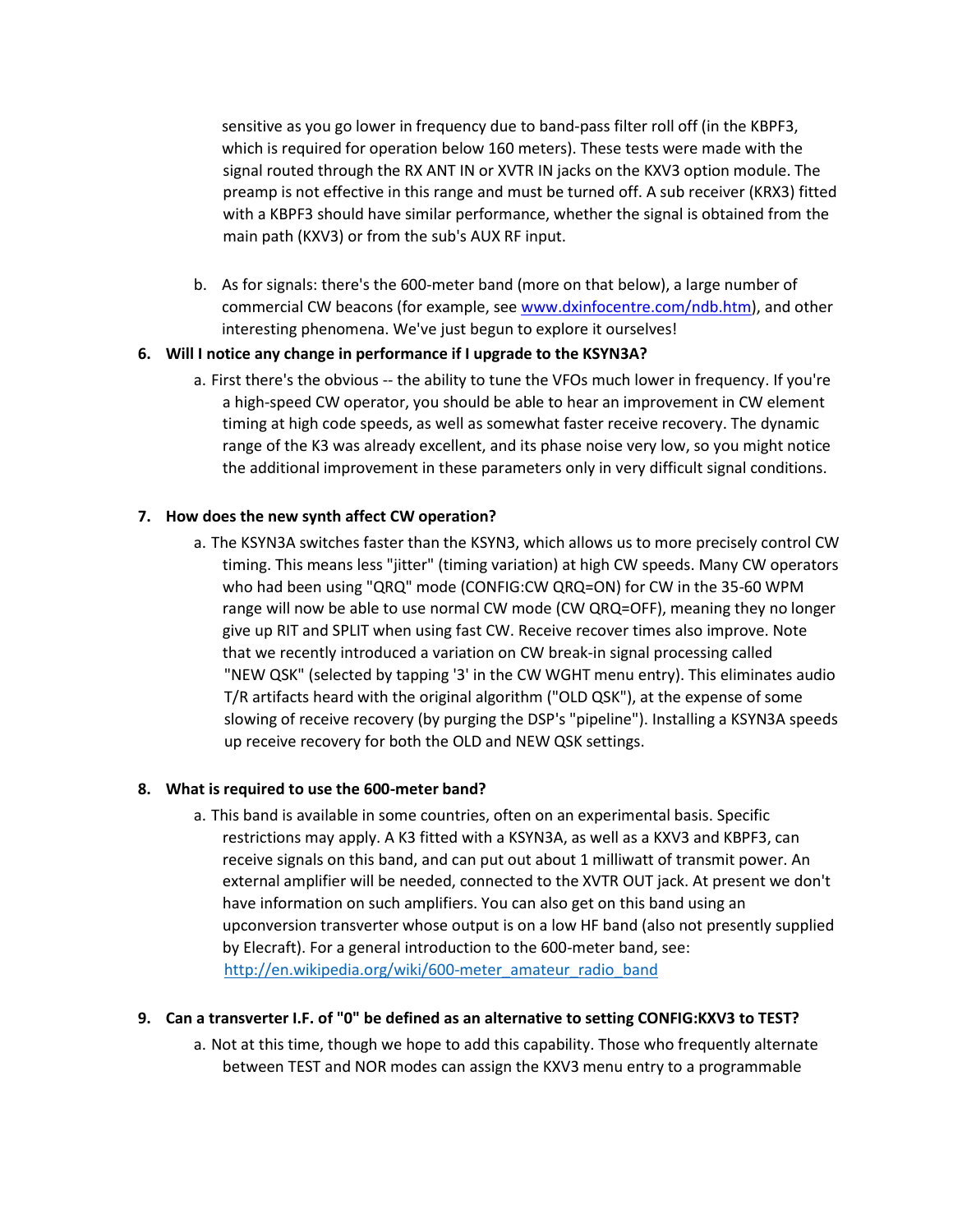sensitive as you go lower in frequency due to band-pass filter roll off (in the KBPF3, which is required for operation below 160 meters). These tests were made with the signal routed through the RX ANT IN or XVTR IN jacks on the KXV3 option module. The preamp is not effective in this range and must be turned off. A sub receiver (KRX3) fitted with a KBPF3 should have similar performance, whether the signal is obtained from the main path (KXV3) or from the sub's AUX RF input.

b. As for signals: there's the 600-meter band (more on that below), a large number of commercial CW beacons (for example, see www.dxinfocentre.com/ndb.htm), and other interesting phenomena. We've just begun to explore it ourselves!

**6. Will I notice any change in performance if I upgrade to the KSYN3A?**

a. First there's the obvious -- the ability to tune the VFOs much lower in frequency. If you're a high-speed CW operator, you should be able to hear an improvement in CW element timing at high code speeds, as well as somewhat faster receive recovery. The dynamic range of the K3 was already excellent, and its phase noise very low, so you might notice the additional improvement in these parameters only in very difficult signal conditions.

**7. How does the new synth affect CW operation?**

a. The KSYN3A switches faster than the KSYN3, which allows us to more precisely control CW timing. This means less "jitter" (timing variation) at high CW speeds. Many CW operators who had been using "QRQ" mode (CONFIG:CW QRQ=ON) for CW in the 35-60 WPM range will now be able to use normal CW mode (CW QRQ=OFF), meaning they no longer give up RIT and SPLIT when using fast CW. Receive recover times also improve. Note that we recently introduced a variation on CW break-in signal processing called "NEW QSK" (selected by tapping '3' in the CW WGHT menu entry). This eliminates audio T/R artifacts heard with the original algorithm ("OLD QSK"), at the expense of some slowing of receive recovery (by purging the DSP's "pipeline"). Installing a KSYN3A speeds up receive recovery for both the OLD and NEW QSK settings.

**8. What is required to use the 600-meter band?**

a. This band is available in some countries, often on an experimental basis. Specific restrictions may apply. A K3 fitted with a KSYN3A, as well as a KXV3 and KBPF3, can receive signals on this band, and can put out about 1 milliwatt of transmit power. An external amplifier will be needed, connected to the XVTR OUT jack. At present we don't have information on such amplifiers. You can also get on this band using an upconversion transverter whose output is on a low HF band (also not presently supplied by Elecraft). For a general introduction to the 600-meter band, see: http://en.wikipedia.org/wiki/600-meter_amateur_radio_band

**9. Can a transverter I.F. of "0" be defined as an alternative to setting CONFIG:KXV3 to TEST?**

a. Not at this time, though we hope to add this capability. Those who frequently alternate between TEST and NOR modes can assign the KXV3 menu entry to a programmable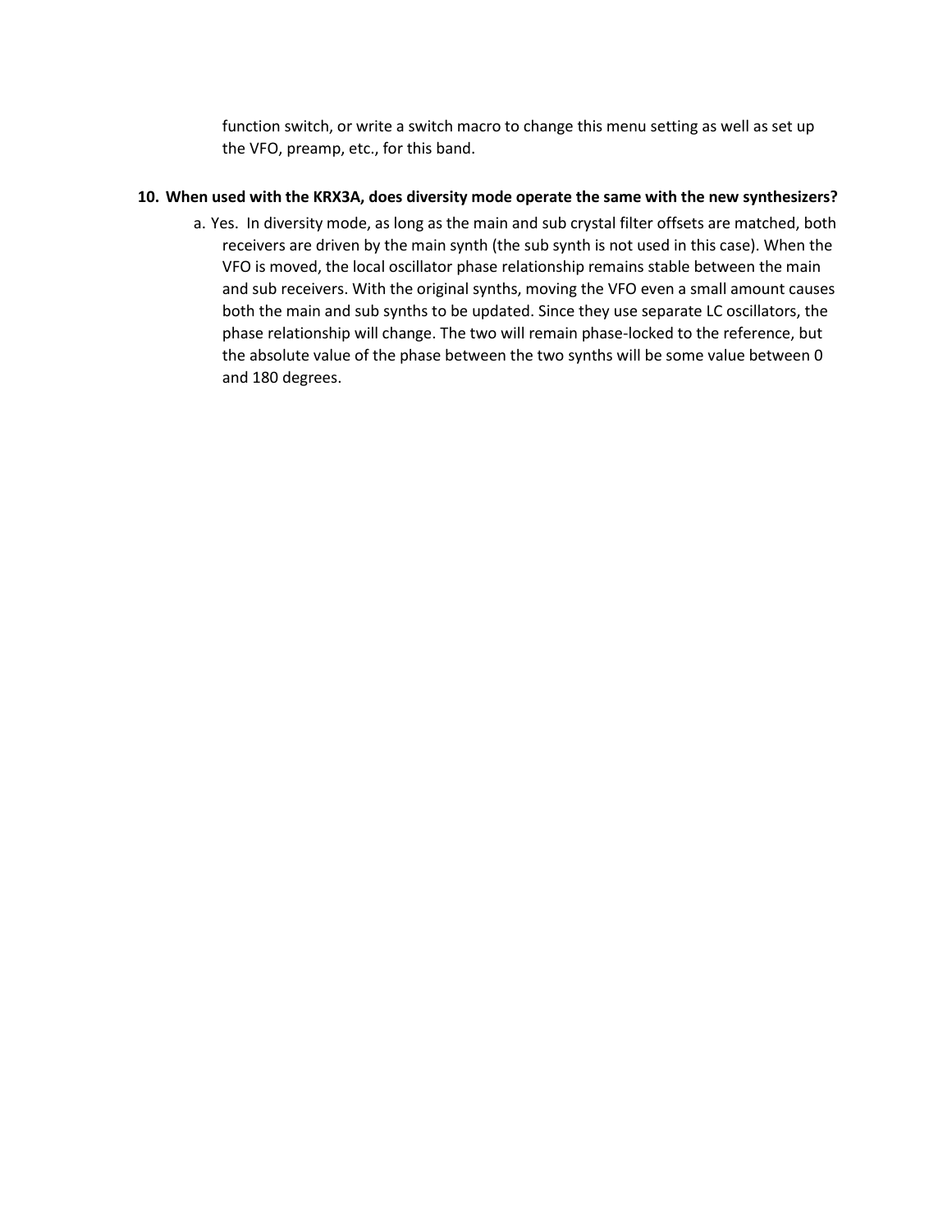function switch, or write a switch macro to change this menu setting as well as set up the VFO, preamp, etc., for this band.

**10. When used with the KRX3A, does diversity mode operate the same with the new synthesizers?**

a. Yes. In diversity mode, as long as the main and sub crystal filter offsets are matched, both receivers are driven by the main synth (the sub synth is not used in this case). When the VFO is moved, the local oscillator phase relationship remains stable between the main and sub receivers. With the original synths, moving the VFO even a small amount causes both the main and sub synths to be updated. Since they use separate LC oscillators, the phase relationship will change. The two will remain phase-locked to the reference, but the absolute value of the phase between the two synths will be some value between 0 and 180 degrees.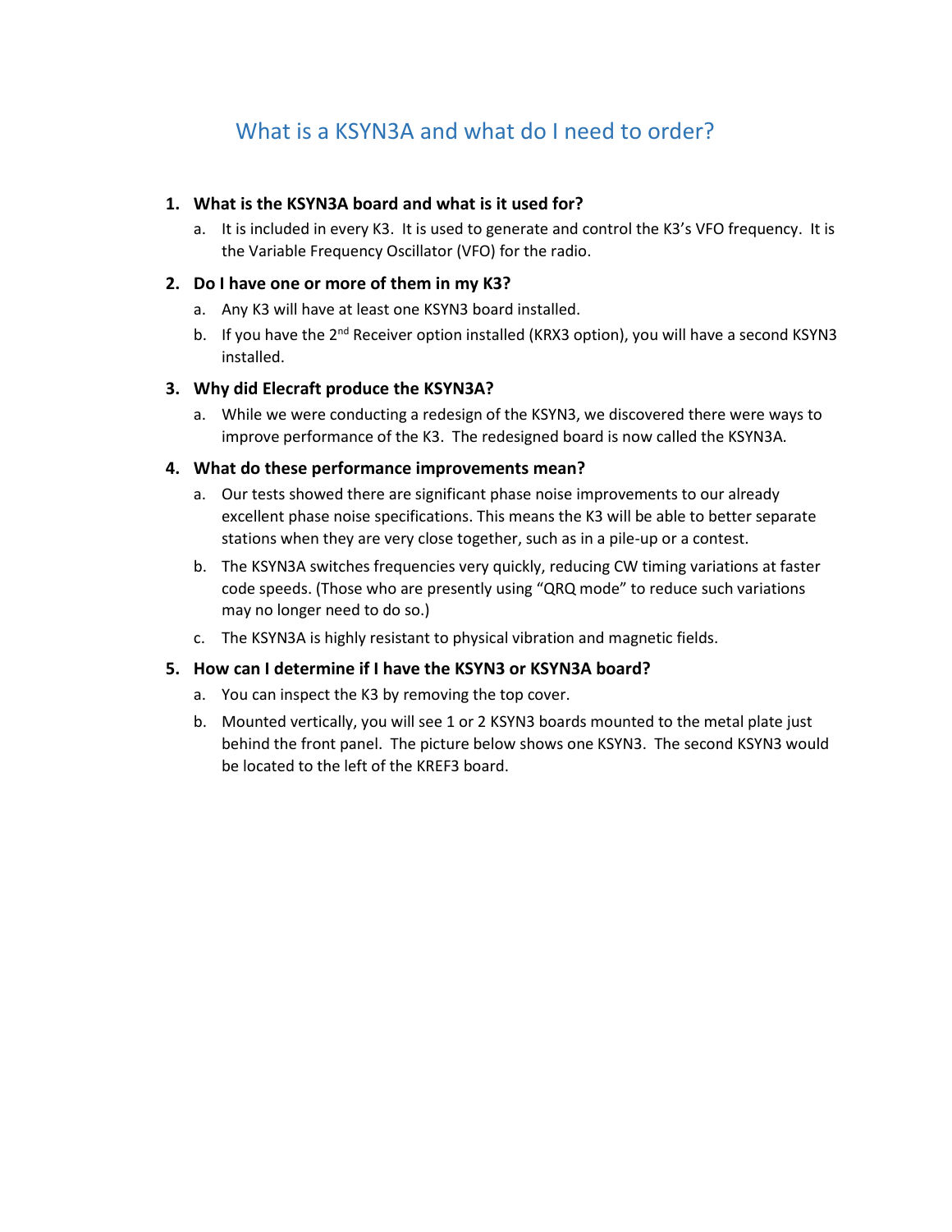# What is a KSYN3A and what do I need to order?

1. **What is the KSYN3A board and what is it used for?**
   a. It is included in every K3. It is used to generate and control the K3's VFO frequency. It is the Variable Frequency Oscillator (VFO) for the radio.

2. **Do I have one or more of them in my K3?**
   a. Any K3 will have at least one KSYN3 board installed.
   b. If you have the 2nd Receiver option installed (KRX3 option), you will have a second KSYN3 installed.

3. **Why did Elecraft produce the KSYN3A?**
   a. While we were conducting a redesign of the KSYN3, we discovered there were ways to improve performance of the K3. The redesigned board is now called the KSYN3A.

4. **What do these performance improvements mean?**
   a. Our tests showed there are significant phase noise improvements to our already excellent phase noise specifications. This means the K3 will be able to better separate stations when they are very close together, such as in a pile-up or a contest.
   b. The KSYN3A switches frequencies very quickly, reducing CW timing variations at faster code speeds. (Those who are presently using "QRQ mode" to reduce such variations may no longer need to do so.)
   c. The KSYN3A is highly resistant to physical vibration and magnetic fields.

5. **How can I determine if I have the KSYN3 or KSYN3A board?**
   a. You can inspect the K3 by removing the top cover.
   b. Mounted vertically, you will see 1 or 2 KSYN3 boards mounted to the metal plate just behind the front panel. The picture below shows one KSYN3. The second KSYN3 would be located to the left of the KREF3 board.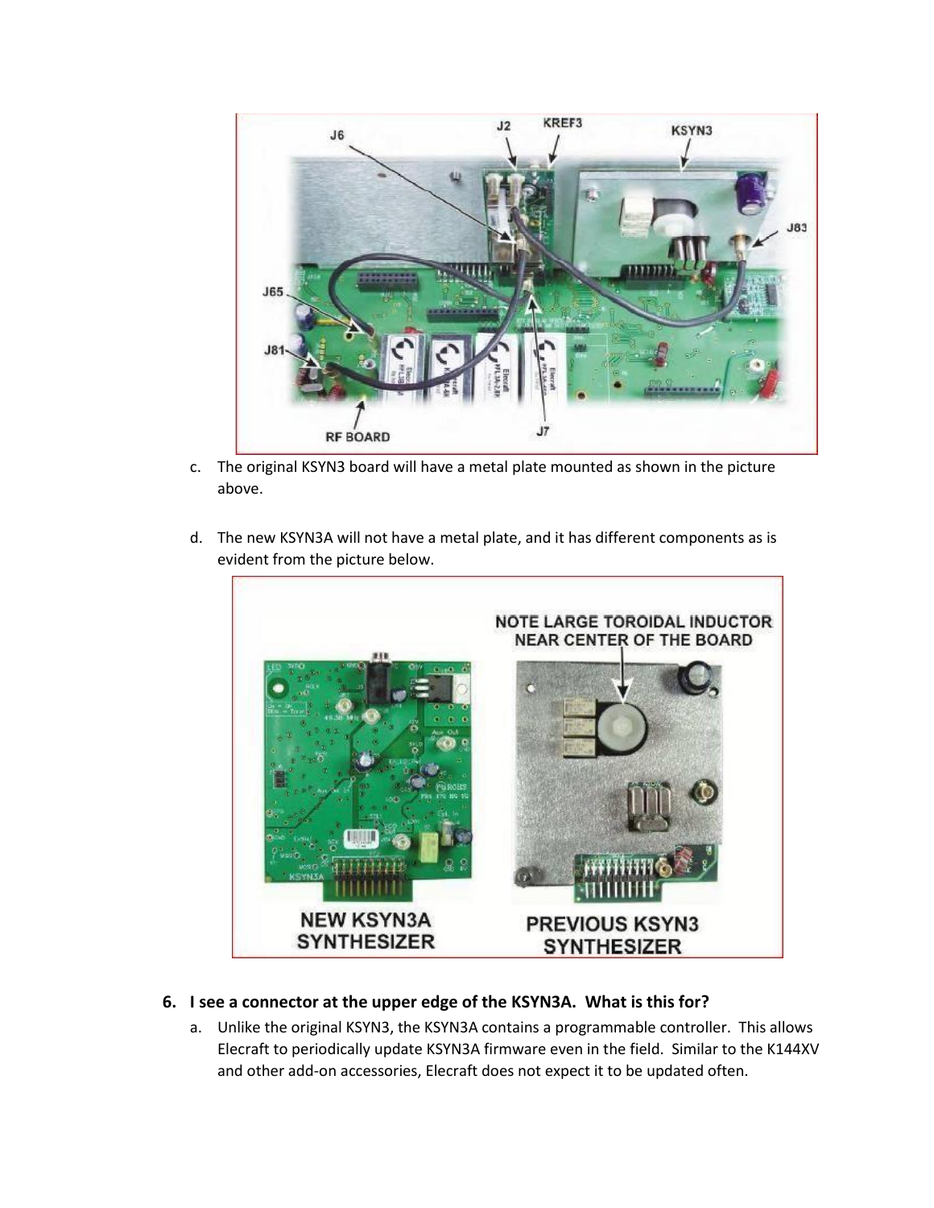c. The original KSYN3 board will have a metal plate mounted as shown in the picture above.

d. The new KSYN3A will not have a metal plate, and it has different components as is evident from the picture below.

## 6. I see a connector at the upper edge of the KSYN3A. What is this for?

a. Unlike the original KSYN3, the KSYN3A contains a programmable controller. This allows Elecraft to periodically update KSYN3A firmware even in the field. Similar to the K144XV and other add-on accessories, Elecraft does not expect it to be updated often.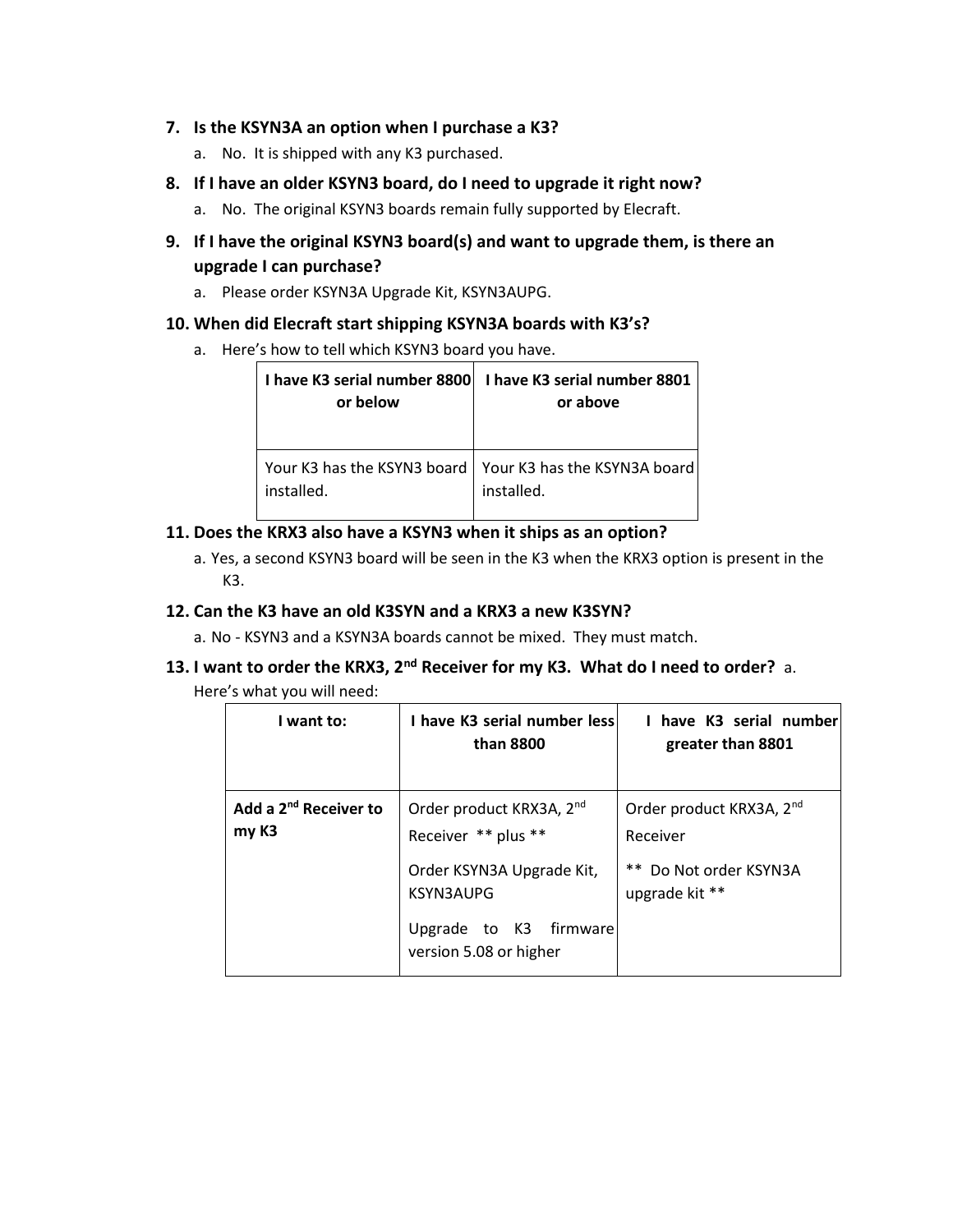7. **Is the KSYN3A an option when I purchase a K3?**
   a. No. It is shipped with any K3 purchased.

8. **If I have an older KSYN3 board, do I need to upgrade it right now?**
   a. No. The original KSYN3 boards remain fully supported by Elecraft.

9. **If I have the original KSYN3 board(s) and want to upgrade them, is there an upgrade I can purchase?**
   a. Please order KSYN3A Upgrade Kit, KSYN3AUPG.

10. **When did Elecraft start shipping KSYN3A boards with K3's?**
    a. Here's how to tell which KSYN3 board you have.

| I have K3 serial number 8800 or below | I have K3 serial number 8801 or above |
|---|---|
| Your K3 has the KSYN3 board installed. | Your K3 has the KSYN3A board installed. |

11. **Does the KRX3 also have a KSYN3 when it ships as an option?**
    a. Yes, a second KSYN3 board will be seen in the K3 when the KRX3 option is present in the K3.

12. **Can the K3 have an old K3SYN and a KRX3 a new K3SYN?**
    a. No - KSYN3 and a KSYN3A boards cannot be mixed. They must match.

13. **I want to order the KRX3, 2nd Receiver for my K3. What do I need to order?** a. Here's what you will need:

| I want to: | I have K3 serial number less than 8800 | I have K3 serial number greater than 8801 |
|---|---|---|
| **Add a 2nd Receiver to my K3** | Order product KRX3A, 2nd Receiver ** plus ** <br> Order KSYN3A Upgrade Kit, KSYN3AUPG <br> Upgrade to K3 firmware version 5.08 or higher | Order product KRX3A, 2nd Receiver <br> ** Do Not order KSYN3A upgrade kit ** |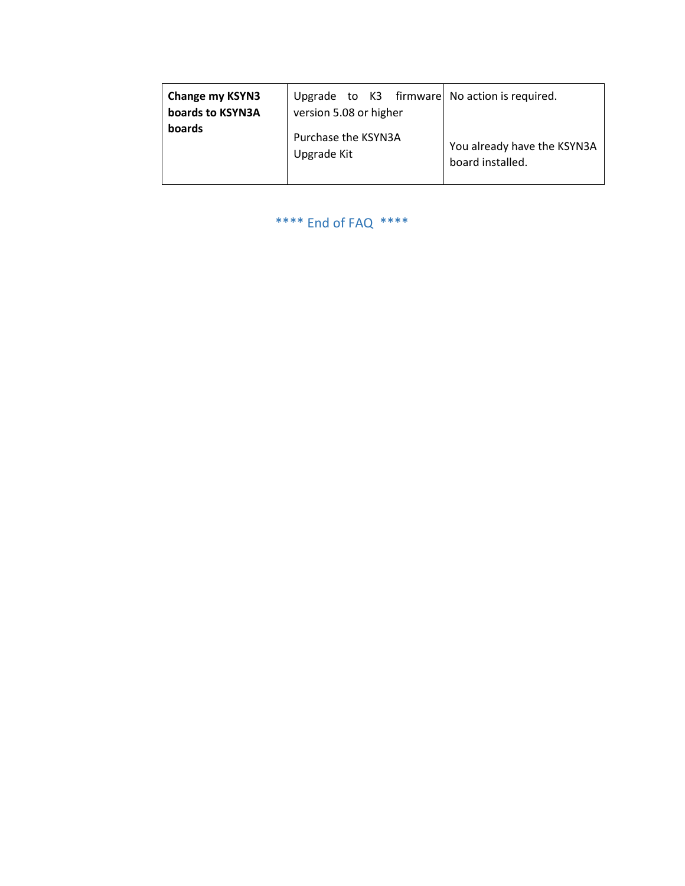| | | |
|---|---|---|
| **Change my KSYN3 boards to KSYN3A boards** | Upgrade to K3 firmware version 5.08 or higher<br><br>Purchase the KSYN3A Upgrade Kit | No action is required.<br><br>You already have the KSYN3A board installed. |

**** End of FAQ ****